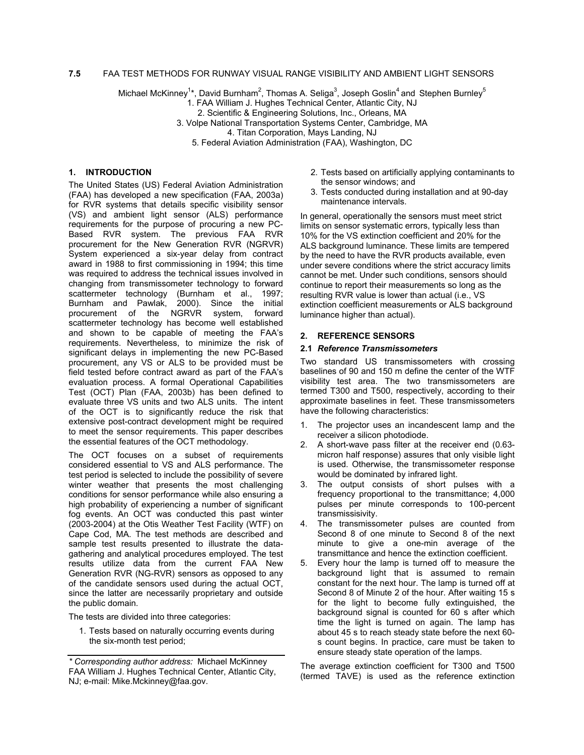# 7.5 FAA TEST METHODS FOR RUNWAY VISUAL RANGE VISIBILITY AND AMBIENT LIGHT SENSORS

Michael McKinney[1]*, David Burnham[2], Thomas A. Seliga[3], Joseph Goslin[4] and Stephen Burnley[5]

1. FAA William J. Hughes Technical Center, Atlantic City, NJ
2. Scientific & Engineering Solutions, Inc., Orleans, MA
3. Volpe National Transportation Systems Center, Cambridge, MA
4. Titan Corporation, Mays Landing, NJ
5. Federal Aviation Administration (FAA), Washington, DC

## 1. INTRODUCTION

The United States (US) Federal Aviation Administration (FAA) has developed a new specification (FAA, 2003a) for RVR systems that details specific visibility sensor (VS) and ambient light sensor (ALS) performance requirements for the purpose of procuring a new PC-Based RVR system. The previous FAA RVR procurement for the New Generation RVR (NGRVR) System experienced a six-year delay from contract award in 1988 to first commissioning in 1994; this time was required to address the technical issues involved in changing from transmissometer technology to forward scattermeter technology (Burnham et al., 1997; Burnham and Pawlak, 2000). Since the initial procurement of the NGRVR system, forward scattermeter technology has become well established and shown to be capable of meeting the FAA's requirements. Nevertheless, to minimize the risk of significant delays in implementing the new PC-Based procurement, any VS or ALS to be provided must be field tested before contract award as part of the FAA's evaluation process. A formal Operational Capabilities Test (OCT) Plan (FAA, 2003b) has been defined to evaluate three VS units and two ALS units. The intent of the OCT is to significantly reduce the risk that extensive post-contract development might be required to meet the sensor requirements. This paper describes the essential features of the OCT methodology.

The OCT focuses on a subset of requirements considered essential to VS and ALS performance. The test period is selected to include the possibility of severe winter weather that presents the most challenging conditions for sensor performance while also ensuring a high probability of experiencing a number of significant fog events. An OCT was conducted this past winter (2003-2004) at the Otis Weather Test Facility (WTF) on Cape Cod, MA. The test methods are described and sample test results presented to illustrate the data-gathering and analytical procedures employed. The test results utilize data from the current FAA New Generation RVR (NG-RVR) sensors as opposed to any of the candidate sensors used during the actual OCT, since the latter are necessarily proprietary and outside the public domain.

The tests are divided into three categories:

1. Tests based on naturally occurring events during the six-month test period;
2. Tests based on artificially applying contaminants to the sensor windows; and
3. Tests conducted during installation and at 90-day maintenance intervals.

In general, operationally the sensors must meet strict limits on sensor systematic errors, typically less than 10% for the VS extinction coefficient and 20% for the ALS background luminance. These limits are tempered by the need to have the RVR products available, even under severe conditions where the strict accuracy limits cannot be met. Under such conditions, sensors should continue to report their measurements so long as the resulting RVR value is lower than actual (i.e., VS extinction coefficient measurements or ALS background luminance higher than actual).

## 2. REFERENCE SENSORS

### 2.1 *Reference Transmissometers*

Two standard US transmissometers with crossing baselines of 90 and 150 m define the center of the WTF visibility test area. The two transmissometers are termed T300 and T500, respectively, according to their approximate baselines in feet. These transmissometers have the following characteristics:

1. The projector uses an incandescent lamp and the receiver a silicon photodiode.
2. A short-wave pass filter at the receiver end (0.63-micron half response) assures that only visible light is used. Otherwise, the transmissometer response would be dominated by infrared light.
3. The output consists of short pulses with a frequency proportional to the transmittance; 4,000 pulses per minute corresponds to 100-percent transmissisivity.
4. The transmissometer pulses are counted from Second 8 of one minute to Second 8 of the next minute to give a one-min average of the transmittance and hence the extinction coefficient.
5. Every hour the lamp is turned off to measure the background light that is assumed to remain constant for the next hour. The lamp is turned off at Second 8 of Minute 2 of the hour. After waiting 15 s for the light to become fully extinguished, the background signal is counted for 60 s after which time the light is turned on again. The lamp has about 45 s to reach steady state before the next 60-s count begins. In practice, care must be taken to ensure steady state operation of the lamps.

The average extinction coefficient for T300 and T500 (termed TAVE) is used as the reference extinction

---

* *Corresponding author address:* Michael McKinney FAA William J. Hughes Technical Center, Atlantic City, NJ; e-mail: Mike.Mckinney@faa.gov.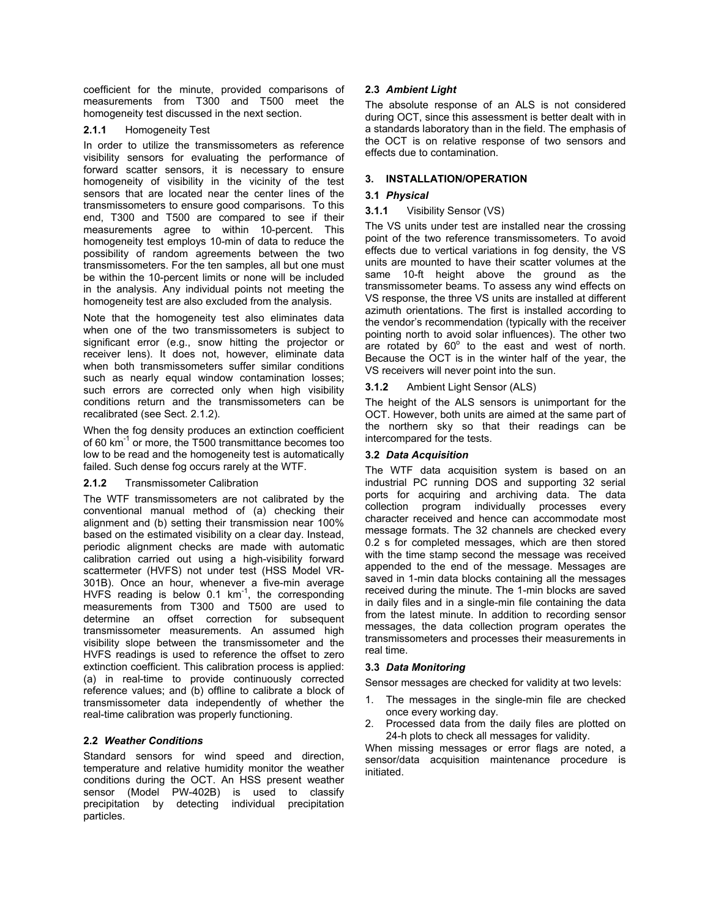coefficient for the minute, provided comparisons of measurements from T300 and T500 meet the homogeneity test discussed in the next section.

#### 2.1.1 Homogeneity Test

In order to utilize the transmissometers as reference visibility sensors for evaluating the performance of forward scatter sensors, it is necessary to ensure homogeneity of visibility in the vicinity of the test sensors that are located near the center lines of the transmissometers to ensure good comparisons. To this end, T300 and T500 are compared to see if their measurements agree to within 10-percent. This homogeneity test employs 10-min of data to reduce the possibility of random agreements between the two transmissometers. For the ten samples, all but one must be within the 10-percent limits or none will be included in the analysis. Any individual points not meeting the homogeneity test are also excluded from the analysis.

Note that the homogeneity test also eliminates data when one of the two transmissometers is subject to significant error (e.g., snow hitting the projector or receiver lens). It does not, however, eliminate data when both transmissometers suffer similar conditions such as nearly equal window contamination losses; such errors are corrected only when high visibility conditions return and the transmissometers can be recalibrated (see Sect. 2.1.2).

When the fog density produces an extinction coefficient of 60 $km^{-1}$ or more, the T500 transmittance becomes too low to be read and the homogeneity test is automatically failed. Such dense fog occurs rarely at the WTF.

#### 2.1.2 Transmissometer Calibration

The WTF transmissometers are not calibrated by the conventional manual method of (a) checking their alignment and (b) setting their transmission near 100% based on the estimated visibility on a clear day. Instead, periodic alignment checks are made with automatic calibration carried out using a high-visibility forward scattermeter (HVFS) not under test (HSS Model VR-301B). Once an hour, whenever a five-min average HVFS reading is below 0.1 $km^{-1}$, the corresponding measurements from T300 and T500 are used to determine an offset correction for subsequent transmissometer measurements. An assumed high visibility slope between the transmissometer and the HVFS readings is used to reference the offset to zero extinction coefficient. This calibration process is applied: (a) in real-time to provide continuously corrected reference values; and (b) offline to calibrate a block of transmissometer data independently of whether the real-time calibration was properly functioning.

### 2.2 *Weather Conditions*

Standard sensors for wind speed and direction, temperature and relative humidity monitor the weather conditions during the OCT. An HSS present weather sensor (Model PW-402B) is used to classify precipitation by detecting individual precipitation particles.

### 2.3 *Ambient Light*

The absolute response of an ALS is not considered during OCT, since this assessment is better dealt with in a standards laboratory than in the field. The emphasis of the OCT is on relative response of two sensors and effects due to contamination.

## 3. INSTALLATION/OPERATION

### 3.1 *Physical*

#### 3.1.1 Visibility Sensor (VS)

The VS units under test are installed near the crossing point of the two reference transmissometers. To avoid effects due to vertical variations in fog density, the VS units are mounted to have their scatter volumes at the same 10-ft height above the ground as the transmissometer beams. To assess any wind effects on VS response, the three VS units are installed at different azimuth orientations. The first is installed according to the vendor's recommendation (typically with the receiver pointing north to avoid solar influences). The other two are rotated by 60$^{o}$ to the east and west of north. Because the OCT is in the winter half of the year, the VS receivers will never point into the sun.

#### 3.1.2 Ambient Light Sensor (ALS)

The height of the ALS sensors is unimportant for the OCT. However, both units are aimed at the same part of the northern sky so that their readings can be intercompared for the tests.

### 3.2 *Data Acquisition*

The WTF data acquisition system is based on an industrial PC running DOS and supporting 32 serial ports for acquiring and archiving data. The data collection program individually processes every character received and hence can accommodate most message formats. The 32 channels are checked every 0.2 s for completed messages, which are then stored with the time stamp second the message was received appended to the end of the message. Messages are saved in 1-min data blocks containing all the messages received during the minute. The 1-min blocks are saved in daily files and in a single-min file containing the data from the latest minute. In addition to recording sensor messages, the data collection program operates the transmissometers and processes their measurements in real time.

### 3.3 *Data Monitoring*

Sensor messages are checked for validity at two levels:

1. The messages in the single-min file are checked once every working day.
2. Processed data from the daily files are plotted on 24-h plots to check all messages for validity.

When missing messages or error flags are noted, a sensor/data acquisition maintenance procedure is initiated.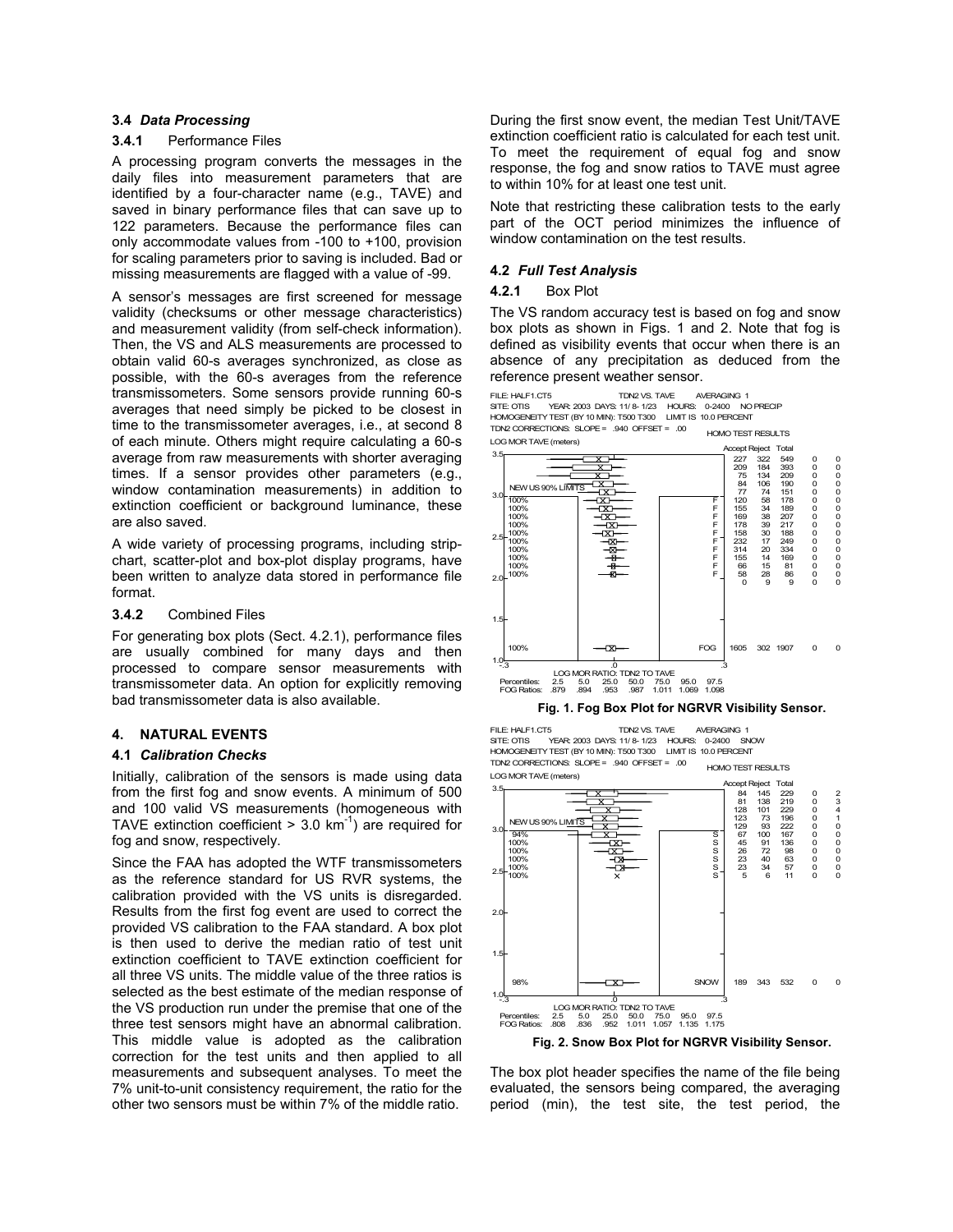### 3.4 *Data Processing*

#### 3.4.1 Performance Files

A processing program converts the messages in the daily files into measurement parameters that are identified by a four-character name (e.g., TAVE) and saved in binary performance files that can save up to 122 parameters. Because the performance files can only accommodate values from -100 to +100, provision for scaling parameters prior to saving is included. Bad or missing measurements are flagged with a value of -99.

A sensor's messages are first screened for message validity (checksums or other message characteristics) and measurement validity (from self-check information). Then, the VS and ALS measurements are processed to obtain valid 60-s averages synchronized, as close as possible, with the 60-s averages from the reference transmissometers. Some sensors provide running 60-s averages that need simply be picked to be closest in time to the transmissometer averages, i.e., at second 8 of each minute. Others might require calculating a 60-s average from raw measurements with shorter averaging times. If a sensor provides other parameters (e.g., window contamination measurements) in addition to extinction coefficient or background luminance, these are also saved.

A wide variety of processing programs, including strip-chart, scatter-plot and box-plot display programs, have been written to analyze data stored in performance file format.

#### 3.4.2 Combined Files

For generating box plots (Sect. 4.2.1), performance files are usually combined for many days and then processed to compare sensor measurements with transmissometer data. An option for explicitly removing bad transmissometer data is also available.

## 4. NATURAL EVENTS

### 4.1 *Calibration Checks*

Initially, calibration of the sensors is made using data from the first fog and snow events. A minimum of 500 and 100 valid VS measurements (homogeneous with TAVE extinction coefficient > 3.0 km$^{-1}$) are required for fog and snow, respectively.

Since the FAA has adopted the WTF transmissometers as the reference standard for US RVR systems, the calibration provided with the VS units is disregarded. Results from the first fog event are used to correct the provided VS calibration to the FAA standard. A box plot is then used to derive the median ratio of test unit extinction coefficient to TAVE extinction coefficient for all three VS units. The middle value of the three ratios is selected as the best estimate of the median response of the VS production run under the premise that one of the three test sensors might have an abnormal calibration. This middle value is adopted as the calibration correction for the test units and then applied to all measurements and subsequent analyses. To meet the 7% unit-to-unit consistency requirement, the ratio for the other two sensors must be within 7% of the middle ratio.

During the first snow event, the median Test Unit/TAVE extinction coefficient ratio is calculated for each test unit. To meet the requirement of equal fog and snow response, the fog and snow ratios to TAVE must agree to within 10% for at least one test unit.

Note that restricting these calibration tests to the early part of the OCT period minimizes the influence of window contamination on the test results.

### 4.2 *Full Test Analysis*

#### 4.2.1 Box Plot

The VS random accuracy test is based on fog and snow box plots as shown in Figs. 1 and 2. Note that fog is defined as visibility events that occur when there is an absence of any precipitation as deduced from the reference present weather sensor.

FILE: HALF1.CT5 TDN2 VS. TAVE AVERAGING 1
SITE: OTIS YEAR: 2003 DAYS: 11/ 8- 1/23 HOURS: 0-2400 NO PRECIP
HOMOGENEITY TEST (BY 10 MIN): T500 T300 LIMIT IS 10.0 PERCENT
TDN2 CORRECTIONS: SLOPE = .940 OFFSET = .00

HOMO TEST RESULTS

| Accept | Reject | Total | | |
|---|---|---|---|---|
| 227 | 322 | 549 | 0 | 0 |
| 209 | 184 | 393 | 0 | 0 |
| 75 | 134 | 209 | 0 | 0 |
| 84 | 106 | 190 | 0 | 0 |
| 77 | 74 | 151 | 0 | 0 |
| 120 | 58 | 178 | 0 | 0 |
| 155 | 34 | 189 | 0 | 0 |
| 169 | 38 | 207 | 0 | 0 |
| 178 | 39 | 217 | 0 | 0 |
| 158 | 30 | 188 | 0 | 0 |
| 232 | 17 | 249 | 0 | 0 |
| 314 | 20 | 334 | 0 | 0 |
| 155 | 14 | 169 | 0 | 0 |
| 66 | 15 | 81 | 0 | 0 |
| 58 | 28 | 86 | 0 | 0 |
| 0 | 9 | 9 | 0 | 0 |
| FOG 1605 | 302 | 1907 | 0 | 0 |

LOG MOR RATIO: TDN2 TO TAVE

| Percentiles: | 2.5 | 5.0 | 25.0 | 50.0 | 75.0 | 95.0 | 97.5 |
|---|---|---|---|---|---|---|---|
| FOG Ratios: | .879 | .894 | .953 | .987 | 1.011 | 1.069 | 1.098 |

**Fig. 1. Fog Box Plot for NGRVR Visibility Sensor.**

FILE: HALF1.CT5 TDN2 VS. TAVE AVERAGING 1
SITE: OTIS YEAR: 2003 DAYS: 11/ 8- 1/23 HOURS: 0-2400 SNOW
HOMOGENEITY TEST (BY 10 MIN): T500 T300 LIMIT IS 10.0 PERCENT
TDN2 CORRECTIONS: SLOPE = .940 OFFSET = .00

HOMO TEST RESULTS

| Accept | Reject | Total | | |
|---|---|---|---|---|
| 84 | 145 | 229 | 0 | 2 |
| 81 | 138 | 219 | 0 | 3 |
| 128 | 101 | 229 | 0 | 4 |
| 123 | 73 | 196 | 0 | 1 |
| 129 | 93 | 222 | 0 | 0 |
| 67 | 100 | 167 | 0 | 0 |
| 45 | 91 | 136 | 0 | 0 |
| 26 | 72 | 98 | 0 | 0 |
| 23 | 40 | 63 | 0 | 0 |
| 23 | 34 | 57 | 0 | 0 |
| 5 | 6 | 11 | 0 | 0 |
| SNOW 189 | 343 | 532 | 0 | 0 |

LOG MOR RATIO: TDN2 TO TAVE

| Percentiles: | 2.5 | 5.0 | 25.0 | 50.0 | 75.0 | 95.0 | 97.5 |
|---|---|---|---|---|---|---|---|
| FOG Ratios: | .808 | .836 | .952 | 1.011 | 1.057 | 1.135 | 1.175 |

**Fig. 2. Snow Box Plot for NGRVR Visibility Sensor.**

The box plot header specifies the name of the file being evaluated, the sensors being compared, the averaging period (min), the test site, the test period, the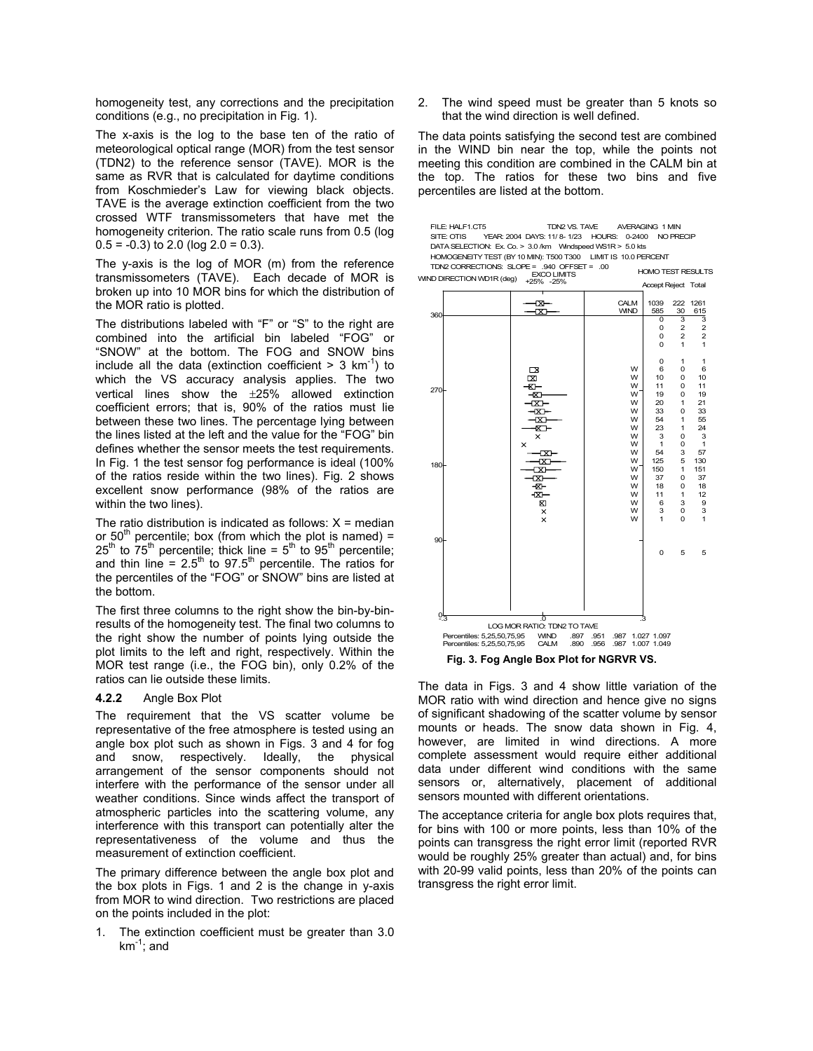homogeneity test, any corrections and the precipitation conditions (e.g., no precipitation in Fig. 1).

The x-axis is the log to the base ten of the ratio of meteorological optical range (MOR) from the test sensor (TDN2) to the reference sensor (TAVE). MOR is the same as RVR that is calculated for daytime conditions from Koschmieder's Law for viewing black objects. TAVE is the average extinction coefficient from the two crossed WTF transmissometers that have met the homogeneity criterion. The ratio scale runs from 0.5 (log 0.5 = -0.3) to 2.0 (log 2.0 = 0.3).

The y-axis is the log of MOR (m) from the reference transmissometers (TAVE). Each decade of MOR is broken up into 10 MOR bins for which the distribution of the MOR ratio is plotted.

The distributions labeled with "F" or "S" to the right are combined into the artificial bin labeled "FOG" or "SNOW" at the bottom. The FOG and SNOW bins include all the data (extinction coefficient > 3 km$^{-1}$) to which the VS accuracy analysis applies. The two vertical lines show the $\pm$25% allowed extinction coefficient errors; that is, 90% of the ratios must lie between these two lines. The percentage lying between the lines listed at the left and the value for the "FOG" bin defines whether the sensor meets the test requirements. In Fig. 1 the test sensor fog performance is ideal (100% of the ratios reside within the two lines). Fig. 2 shows excellent snow performance (98% of the ratios are within the two lines).

The ratio distribution is indicated as follows: X = median or 50$^{th}$ percentile; box (from which the plot is named) = 25$^{th}$ to 75$^{th}$ percentile; thick line = 5$^{th}$ to 95$^{th}$ percentile; and thin line = 2.5$^{th}$ to 97.5$^{th}$ percentile. The ratios for the percentiles of the "FOG" or SNOW" bins are listed at the bottom.

The first three columns to the right show the bin-by-bin-results of the homogeneity test. The final two columns to the right show the number of points lying outside the plot limits to the left and right, respectively. Within the MOR test range (i.e., the FOG bin), only 0.2% of the ratios can lie outside these limits.

### 4.2.2 Angle Box Plot

The requirement that the VS scatter volume be representative of the free atmosphere is tested using an angle box plot such as shown in Figs. 3 and 4 for fog and snow, respectively. Ideally, the physical arrangement of the sensor components should not interfere with the performance of the sensor under all weather conditions. Since winds affect the transport of atmospheric particles into the scattering volume, any interference with this transport can potentially alter the representativeness of the volume and thus the measurement of extinction coefficient.

The primary difference between the angle box plot and the box plots in Figs. 1 and 2 is the change in y-axis from MOR to wind direction. Two restrictions are placed on the points included in the plot:

1. The extinction coefficient must be greater than 3.0 km$^{-1}$; and
2. The wind speed must be greater than 5 knots so that the wind direction is well defined.

The data points satisfying the second test are combined in the WIND bin near the top, while the points not meeting this condition are combined in the CALM bin at the top. The ratios for these two bins and five percentiles are listed at the bottom.

FILE: HALF1.CT5 TDN2 VS. TAVE AVERAGING 1 MIN
SITE: OTIS YEAR: 2004 DAYS: 11/ 8- 1/23 HOURS: 0-2400 NO PRECIP
DATA SELECTION: Ex. Co. > 3.0 /km Windspeed WS1R > 5.0 kts
HOMOGENEITY TEST (BY 10 MIN): T500 T300 LIMIT IS 10.0 PERCENT
TDN2 CORRECTIONS: SLOPE = .940 OFFSET = .00

| Bin | Accept | Reject | Total |
|---|---|---|---|
| CALM | 1039 | 222 | 1261 |
| WIND | 585 | 30 | 615 |
| | 0 | 3 | 3 |
| | 0 | 2 | 2 |
| | 0 | 2 | 2 |
| | 0 | 1 | 1 |
| | 0 | 1 | 1 |
| W | 6 | 0 | 6 |
| W | 10 | 0 | 10 |
| W | 11 | 0 | 11 |
| W | 19 | 0 | 19 |
| W | 20 | 1 | 21 |
| W | 33 | 0 | 33 |
| W | 54 | 1 | 55 |
| W | 23 | 1 | 24 |
| W | 3 | 0 | 3 |
| W | 1 | 0 | 1 |
| W | 54 | 3 | 57 |
| W | 125 | 5 | 130 |
| W | 150 | 1 | 151 |
| W | 37 | 0 | 37 |
| W | 18 | 0 | 18 |
| W | 11 | 1 | 12 |
| W | 6 | 3 | 9 |
| W | 3 | 0 | 3 |
| W | 1 | 0 | 1 |
| | 0 | 5 | 5 |

LOG MOR RATIO: TDN2 TO TAVE

| Percentiles: 5,25,50,75,95 | | | | | |
|---|---|---|---|---|---|
| WIND | .897 | .951 | .987 | 1.027 | 1.097 |
| CALM | .890 | .956 | .987 | 1.007 | 1.049 |

**Fig. 3. Fog Angle Box Plot for NGRVR VS.**

The data in Figs. 3 and 4 show little variation of the MOR ratio with wind direction and hence give no signs of significant shadowing of the scatter volume by sensor mounts or heads. The snow data shown in Fig. 4, however, are limited in wind directions. A more complete assessment would require either additional data under different wind conditions with the same sensors or, alternatively, placement of additional sensors mounted with different orientations.

The acceptance criteria for angle box plots requires that, for bins with 100 or more points, less than 10% of the points can transgress the right error limit (reported RVR would be roughly 25% greater than actual) and, for bins with 20-99 valid points, less than 20% of the points can transgress the right error limit.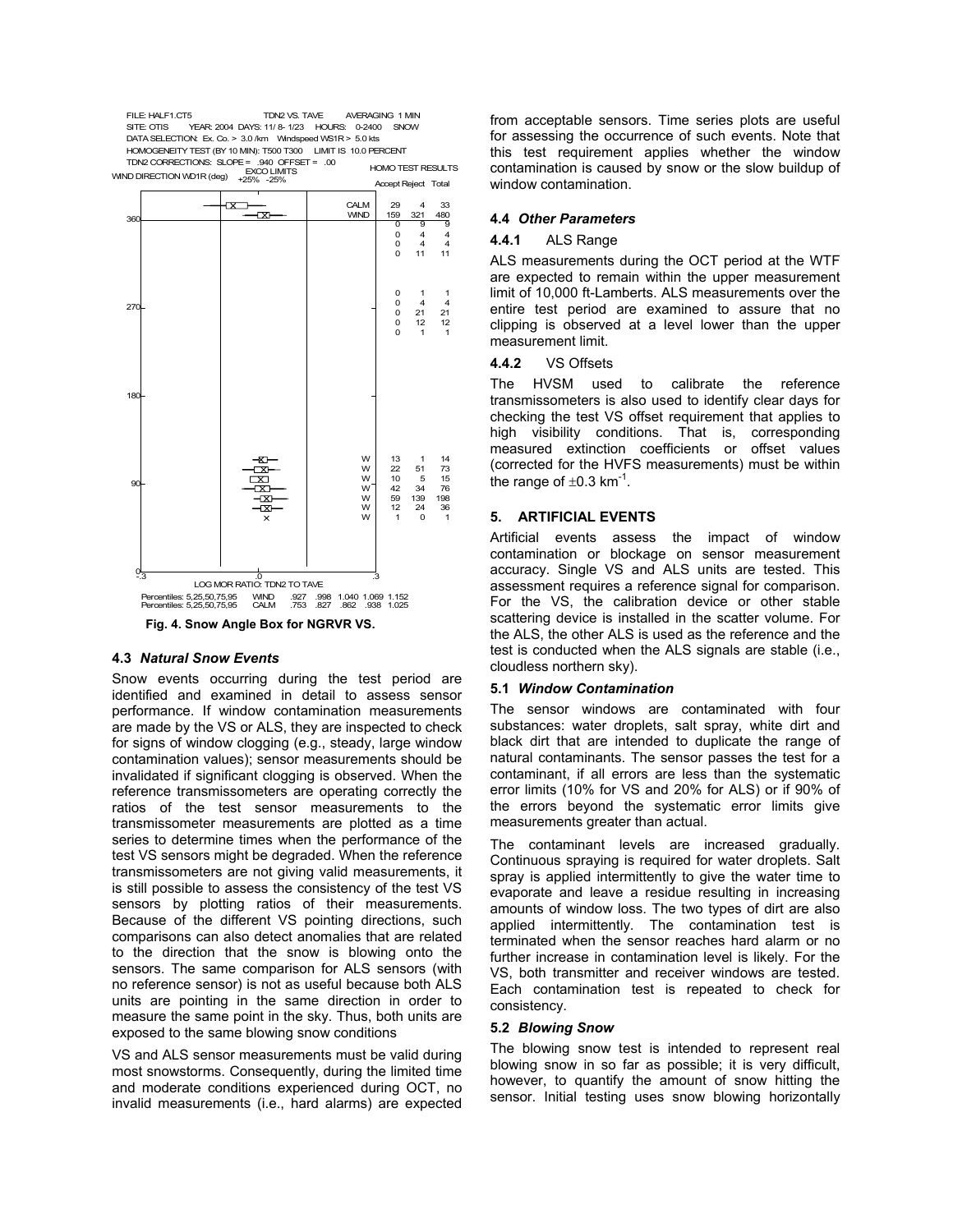Fig. 4. Snow Angle Box for NGRVR VS.

### 4.3 *Natural Snow Events*

Snow events occurring during the test period are identified and examined in detail to assess sensor performance. If window contamination measurements are made by the VS or ALS, they are inspected to check for signs of window clogging (e.g., steady, large window contamination values); sensor measurements should be invalidated if significant clogging is observed. When the reference transmissometers are operating correctly the ratios of the test sensor measurements to the transmissometer measurements are plotted as a time series to determine times when the performance of the test VS sensors might be degraded. When the reference transmissometers are not giving valid measurements, it is still possible to assess the consistency of the test VS sensors by plotting ratios of their measurements. Because of the different VS pointing directions, such comparisons can also detect anomalies that are related to the direction that the snow is blowing onto the sensors. The same comparison for ALS sensors (with no reference sensor) is not as useful because both ALS units are pointing in the same direction in order to measure the same point in the sky. Thus, both units are exposed to the same blowing snow conditions

VS and ALS sensor measurements must be valid during most snowstorms. Consequently, during the limited time and moderate conditions experienced during OCT, no invalid measurements (i.e., hard alarms) are expected from acceptable sensors. Time series plots are useful for assessing the occurrence of such events. Note that this test requirement applies whether the window contamination is caused by snow or the slow buildup of window contamination.

### 4.4 *Other Parameters*

#### 4.4.1 ALS Range

ALS measurements during the OCT period at the WTF are expected to remain within the upper measurement limit of 10,000 ft-Lamberts. ALS measurements over the entire test period are examined to assure that no clipping is observed at a level lower than the upper measurement limit.

#### 4.4.2 VS Offsets

The HVSM used to calibrate the reference transmissometers is also used to identify clear days for checking the test VS offset requirement that applies to high visibility conditions. That is, corresponding measured extinction coefficients or offset values (corrected for the HVFS measurements) must be within the range of $\pm 0.3$ km$^{-1}$.

## 5. ARTIFICIAL EVENTS

Artificial events assess the impact of window contamination or blockage on sensor measurement accuracy. Single VS and ALS units are tested. This assessment requires a reference signal for comparison. For the VS, the calibration device or other stable scattering device is installed in the scatter volume. For the ALS, the other ALS is used as the reference and the test is conducted when the ALS signals are stable (i.e., cloudless northern sky).

### 5.1 *Window Contamination*

The sensor windows are contaminated with four substances: water droplets, salt spray, white dirt and black dirt that are intended to duplicate the range of natural contaminants. The sensor passes the test for a contaminant, if all errors are less than the systematic error limits (10% for VS and 20% for ALS) or if 90% of the errors beyond the systematic error limits give measurements greater than actual.

The contaminant levels are increased gradually. Continuous spraying is required for water droplets. Salt spray is applied intermittently to give the water time to evaporate and leave a residue resulting in increasing amounts of window loss. The two types of dirt are also applied intermittently. The contamination test is terminated when the sensor reaches hard alarm or no further increase in contamination level is likely. For the VS, both transmitter and receiver windows are tested. Each contamination test is repeated to check for consistency.

### 5.2 *Blowing Snow*

The blowing snow test is intended to represent real blowing snow in so far as possible; it is very difficult, however, to quantify the amount of snow hitting the sensor. Initial testing uses snow blowing horizontally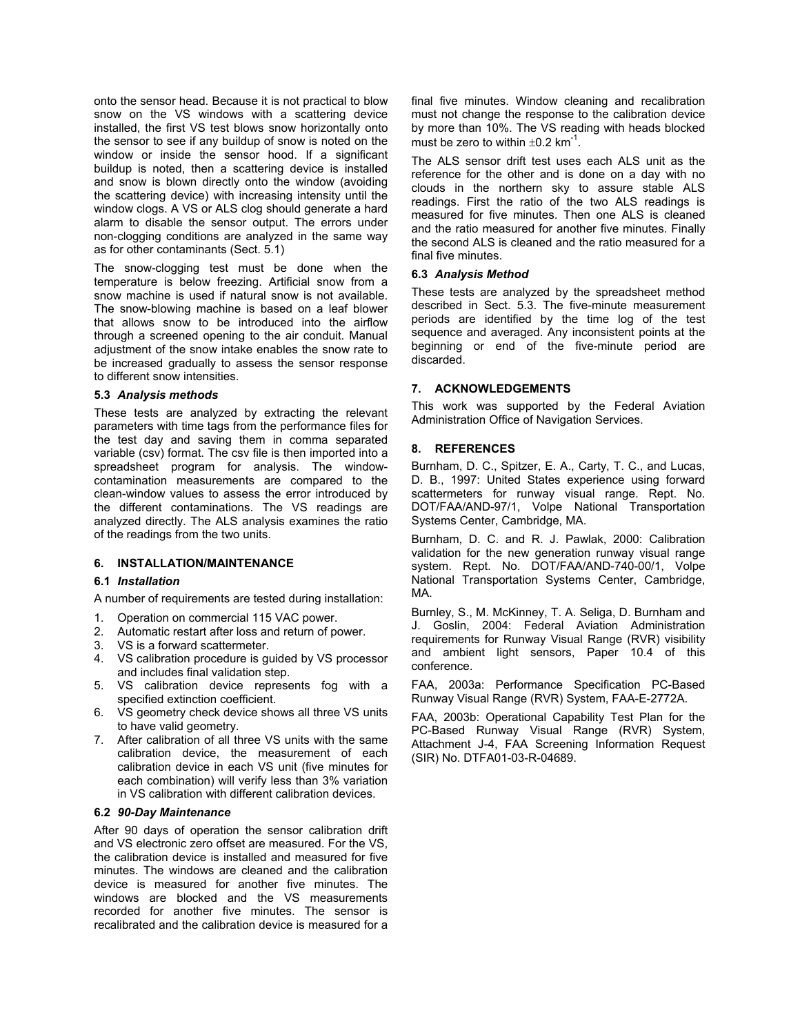onto the sensor head. Because it is not practical to blow snow on the VS windows with a scattering device installed, the first VS test blows snow horizontally onto the sensor to see if any buildup of snow is noted on the window or inside the sensor hood. If a significant buildup is noted, then a scattering device is installed and snow is blown directly onto the window (avoiding the scattering device) with increasing intensity until the window clogs. A VS or ALS clog should generate a hard alarm to disable the sensor output. The errors under non-clogging conditions are analyzed in the same way as for other contaminants (Sect. 5.1)

The snow-clogging test must be done when the temperature is below freezing. Artificial snow from a snow machine is used if natural snow is not available. The snow-blowing machine is based on a leaf blower that allows snow to be introduced into the airflow through a screened opening to the air conduit. Manual adjustment of the snow intake enables the snow rate to be increased gradually to assess the sensor response to different snow intensities.

### 5.3 *Analysis methods*

These tests are analyzed by extracting the relevant parameters with time tags from the performance files for the test day and saving them in comma separated variable (csv) format. The csv file is then imported into a spreadsheet program for analysis. The window-contamination measurements are compared to the clean-window values to assess the error introduced by the different contaminations. The VS readings are analyzed directly. The ALS analysis examines the ratio of the readings from the two units.

## 6. INSTALLATION/MAINTENANCE

### 6.1 *Installation*

A number of requirements are tested during installation:

1. Operation on commercial 115 VAC power.
2. Automatic restart after loss and return of power.
3. VS is a forward scattermeter.
4. VS calibration procedure is guided by VS processor and includes final validation step.
5. VS calibration device represents fog with a specified extinction coefficient.
6. VS geometry check device shows all three VS units to have valid geometry.
7. After calibration of all three VS units with the same calibration device, the measurement of each calibration device in each VS unit (five minutes for each combination) will verify less than 3% variation in VS calibration with different calibration devices.

### 6.2 *90-Day Maintenance*

After 90 days of operation the sensor calibration drift and VS electronic zero offset are measured. For the VS, the calibration device is installed and measured for five minutes. The windows are cleaned and the calibration device is measured for another five minutes. The windows are blocked and the VS measurements recorded for another five minutes. The sensor is recalibrated and the calibration device is measured for a final five minutes. Window cleaning and recalibration must not change the response to the calibration device by more than 10%. The VS reading with heads blocked must be zero to within $\pm 0.2$ km$^{-1}$.

The ALS sensor drift test uses each ALS unit as the reference for the other and is done on a day with no clouds in the northern sky to assure stable ALS readings. First the ratio of the two ALS readings is measured for five minutes. Then one ALS is cleaned and the ratio measured for another five minutes. Finally the second ALS is cleaned and the ratio measured for a final five minutes.

### 6.3 *Analysis Method*

These tests are analyzed by the spreadsheet method described in Sect. 5.3. The five-minute measurement periods are identified by the time log of the test sequence and averaged. Any inconsistent points at the beginning or end of the five-minute period are discarded.

## 7. ACKNOWLEDGEMENTS

This work was supported by the Federal Aviation Administration Office of Navigation Services.

## 8. REFERENCES

Burnham, D. C., Spitzer, E. A., Carty, T. C., and Lucas, D. B., 1997: United States experience using forward scattermeters for runway visual range. Rept. No. DOT/FAA/AND-97/1, Volpe National Transportation Systems Center, Cambridge, MA.

Burnham, D. C. and R. J. Pawlak, 2000: Calibration validation for the new generation runway visual range system. Rept. No. DOT/FAA/AND-740-00/1, Volpe National Transportation Systems Center, Cambridge, MA.

Burnley, S., M. McKinney, T. A. Seliga, D. Burnham and J. Goslin, 2004: Federal Aviation Administration requirements for Runway Visual Range (RVR) visibility and ambient light sensors, Paper 10.4 of this conference.

FAA, 2003a: Performance Specification PC-Based Runway Visual Range (RVR) System, FAA-E-2772A.

FAA, 2003b: Operational Capability Test Plan for the PC-Based Runway Visual Range (RVR) System, Attachment J-4, FAA Screening Information Request (SIR) No. DTFA01-03-R-04689.